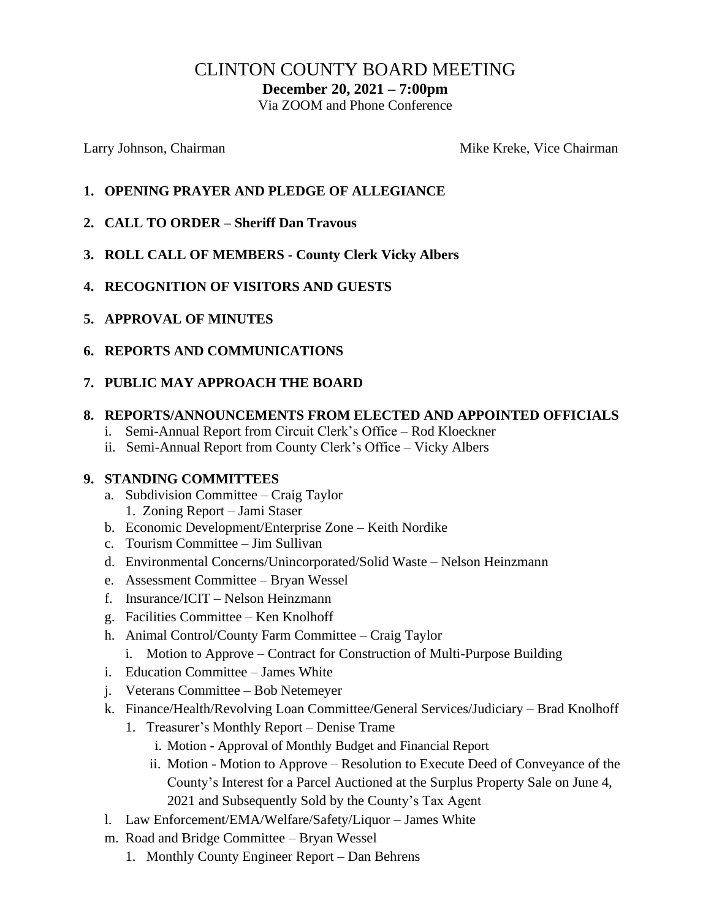# CLINTON COUNTY BOARD MEETING

**December 20, 2021 – 7:00pm**

Via ZOOM and Phone Conference

Larry Johnson, Chairman — Mike Kreke, Vice Chairman

1. **OPENING PRAYER AND PLEDGE OF ALLEGIANCE**
2. **CALL TO ORDER – Sheriff Dan Travous**
3. **ROLL CALL OF MEMBERS - County Clerk Vicky Albers**
4. **RECOGNITION OF VISITORS AND GUESTS**
5. **APPROVAL OF MINUTES**
6. **REPORTS AND COMMUNICATIONS**
7. **PUBLIC MAY APPROACH THE BOARD**
8. **REPORTS/ANNOUNCEMENTS FROM ELECTED AND APPOINTED OFFICIALS**
   - i. Semi-Annual Report from Circuit Clerk's Office – Rod Kloeckner
   - ii. Semi-Annual Report from County Clerk's Office – Vicky Albers
9. **STANDING COMMITTEES**
   - a. Subdivision Committee – Craig Taylor
     - 1. Zoning Report – Jami Staser
   - b. Economic Development/Enterprise Zone – Keith Nordike
   - c. Tourism Committee – Jim Sullivan
   - d. Environmental Concerns/Unincorporated/Solid Waste – Nelson Heinzmann
   - e. Assessment Committee – Bryan Wessel
   - f. Insurance/ICIT – Nelson Heinzmann
   - g. Facilities Committee – Ken Knolhoff
   - h. Animal Control/County Farm Committee – Craig Taylor
     - i. Motion to Approve – Contract for Construction of Multi-Purpose Building
   - i. Education Committee – James White
   - j. Veterans Committee – Bob Netemeyer
   - k. Finance/Health/Revolving Loan Committee/General Services/Judiciary – Brad Knolhoff
     - 1. Treasurer's Monthly Report – Denise Trame
       - i. Motion - Approval of Monthly Budget and Financial Report
       - ii. Motion - Motion to Approve – Resolution to Execute Deed of Conveyance of the County's Interest for a Parcel Auctioned at the Surplus Property Sale on June 4, 2021 and Subsequently Sold by the County's Tax Agent
   - l. Law Enforcement/EMA/Welfare/Safety/Liquor – James White
   - m. Road and Bridge Committee – Bryan Wessel
     - 1. Monthly County Engineer Report – Dan Behrens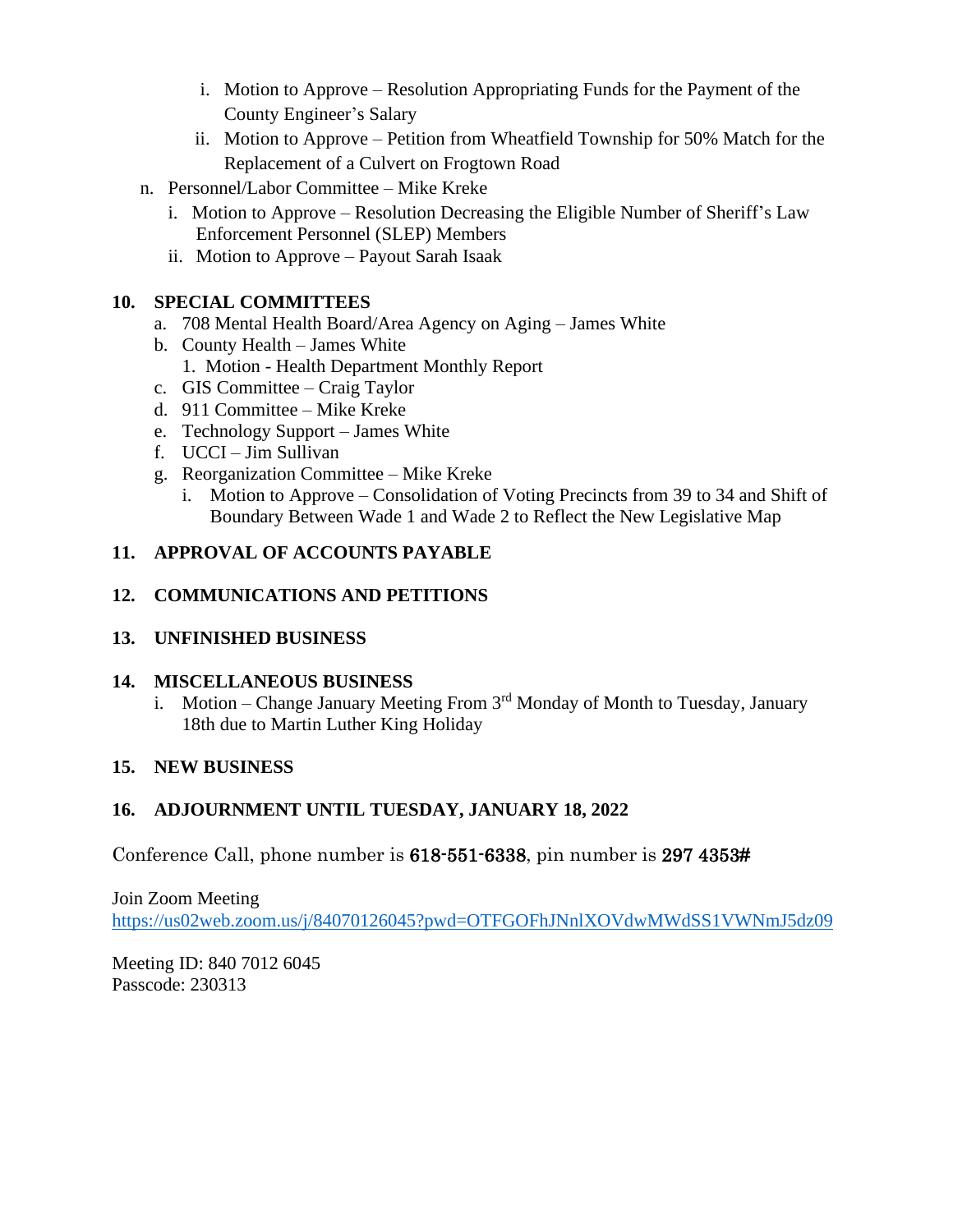i. Motion to Approve – Resolution Appropriating Funds for the Payment of the County Engineer's Salary
   ii. Motion to Approve – Petition from Wheatfield Township for 50% Match for the Replacement of a Culvert on Frogtown Road

n. Personnel/Labor Committee – Mike Kreke
   i. Motion to Approve – Resolution Decreasing the Eligible Number of Sheriff's Law Enforcement Personnel (SLEP) Members
   ii. Motion to Approve – Payout Sarah Isaak

**10. SPECIAL COMMITTEES**

a. 708 Mental Health Board/Area Agency on Aging – James White
b. County Health – James White
   1. Motion - Health Department Monthly Report
c. GIS Committee – Craig Taylor
d. 911 Committee – Mike Kreke
e. Technology Support – James White
f. UCCI – Jim Sullivan
g. Reorganization Committee – Mike Kreke
   i. Motion to Approve – Consolidation of Voting Precincts from 39 to 34 and Shift of Boundary Between Wade 1 and Wade 2 to Reflect the New Legislative Map

**11. APPROVAL OF ACCOUNTS PAYABLE**

**12. COMMUNICATIONS AND PETITIONS**

**13. UNFINISHED BUSINESS**

**14. MISCELLANEOUS BUSINESS**

i. Motion – Change January Meeting From 3rd Monday of Month to Tuesday, January 18th due to Martin Luther King Holiday

**15. NEW BUSINESS**

**16. ADJOURNMENT UNTIL TUESDAY, JANUARY 18, 2022**

Conference Call, phone number is **618-551-6338**, pin number is **297 4353#**

Join Zoom Meeting
https://us02web.zoom.us/j/84070126045?pwd=OTFGOFhJNnlXOVdwMWdSS1VWNmJ5dz09

Meeting ID: 840 7012 6045
Passcode: 230313